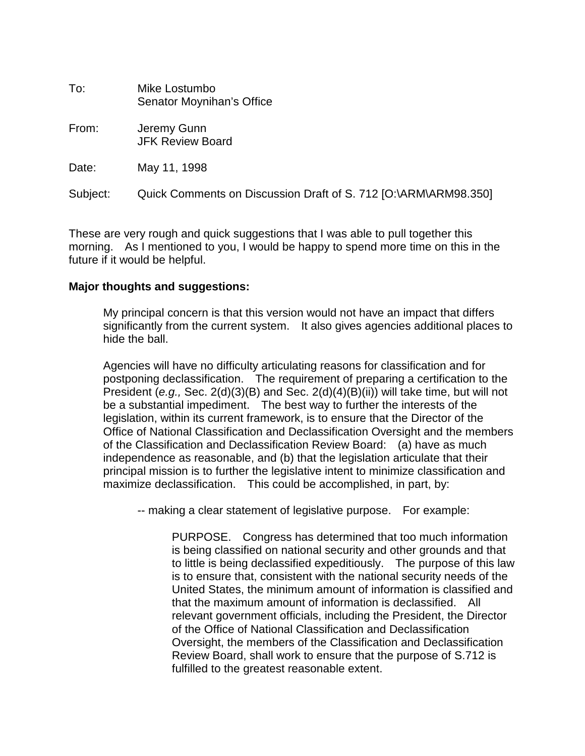To: Mike Lostumbo
Senator Moynihan's Office

From: Jeremy Gunn
JFK Review Board

Date: May 11, 1998

Subject: Quick Comments on Discussion Draft of S. 712 [O:\ARM\ARM98.350]

These are very rough and quick suggestions that I was able to pull together this morning. As I mentioned to you, I would be happy to spend more time on this in the future if it would be helpful.

**Major thoughts and suggestions:**

> My principal concern is that this version would not have an impact that differs significantly from the current system. It also gives agencies additional places to hide the ball.
>
> Agencies will have no difficulty articulating reasons for classification and for postponing declassification. The requirement of preparing a certification to the President (*e.g.,* Sec. 2(d)(3)(B) and Sec. 2(d)(4)(B)(ii)) will take time, but will not be a substantial impediment. The best way to further the interests of the legislation, within its current framework, is to ensure that the Director of the Office of National Classification and Declassification Oversight and the members of the Classification and Declassification Review Board: (a) have as much independence as reasonable, and (b) that the legislation articulate that their principal mission is to further the legislative intent to minimize classification and maximize declassification. This could be accomplished, in part, by:
>
> -- making a clear statement of legislative purpose. For example:
>
> > PURPOSE. Congress has determined that too much information is being classified on national security and other grounds and that to little is being declassified expeditiously. The purpose of this law is to ensure that, consistent with the national security needs of the United States, the minimum amount of information is classified and that the maximum amount of information is declassified. All relevant government officials, including the President, the Director of the Office of National Classification and Declassification Oversight, the members of the Classification and Declassification Review Board, shall work to ensure that the purpose of S.712 is fulfilled to the greatest reasonable extent.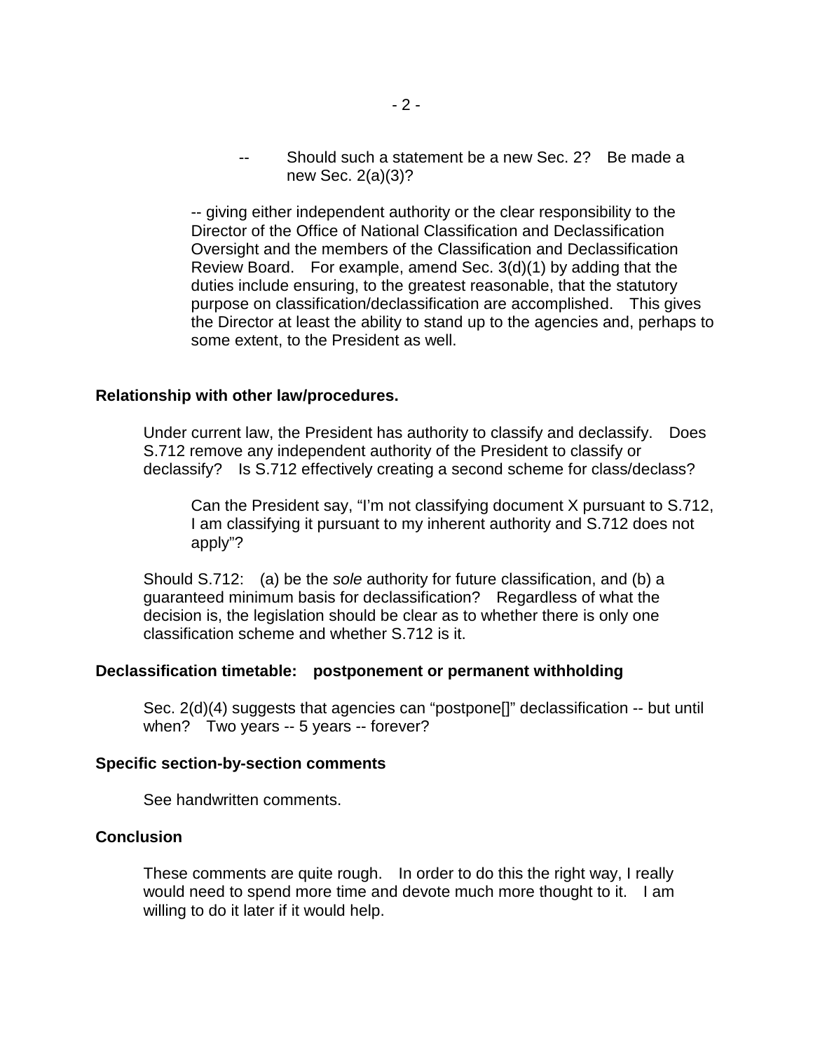- Should such a statement be a new Sec. 2? Be made a new Sec. 2(a)(3)?

-- giving either independent authority or the clear responsibility to the Director of the Office of National Classification and Declassification Oversight and the members of the Classification and Declassification Review Board. For example, amend Sec. 3(d)(1) by adding that the duties include ensuring, to the greatest reasonable, that the statutory purpose on classification/declassification are accomplished. This gives the Director at least the ability to stand up to the agencies and, perhaps to some extent, to the President as well.

**Relationship with other law/procedures.**

Under current law, the President has authority to classify and declassify. Does S.712 remove any independent authority of the President to classify or declassify? Is S.712 effectively creating a second scheme for class/declass?

> Can the President say, "I'm not classifying document X pursuant to S.712, I am classifying it pursuant to my inherent authority and S.712 does not apply"?

Should S.712: (a) be the *sole* authority for future classification, and (b) a guaranteed minimum basis for declassification? Regardless of what the decision is, the legislation should be clear as to whether there is only one classification scheme and whether S.712 is it.

**Declassification timetable: postponement or permanent withholding**

Sec. 2(d)(4) suggests that agencies can "postpone[]" declassification -- but until when? Two years -- 5 years -- forever?

**Specific section-by-section comments**

See handwritten comments.

**Conclusion**

These comments are quite rough. In order to do this the right way, I really would need to spend more time and devote much more thought to it. I am willing to do it later if it would help.